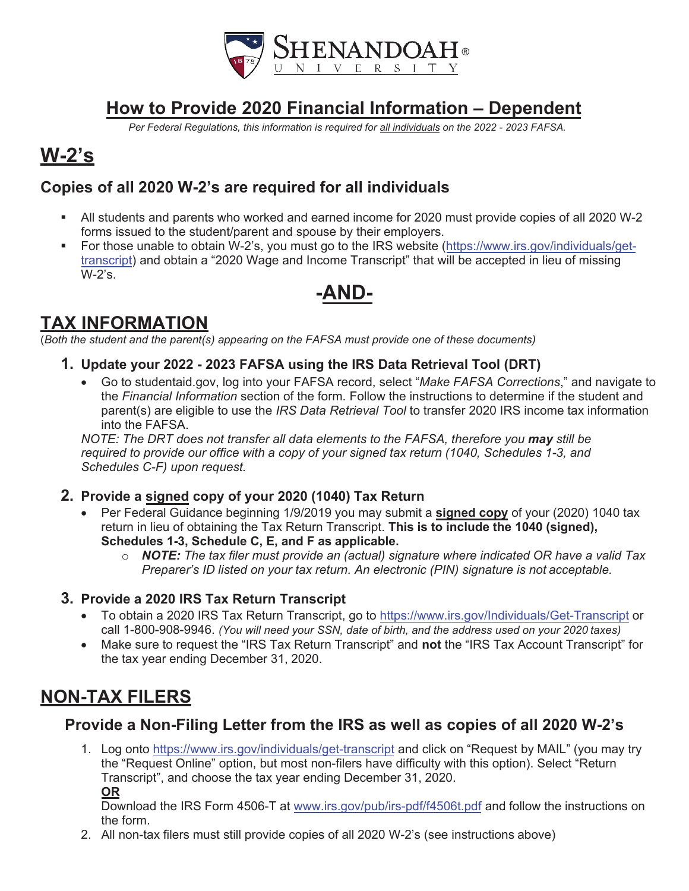SHENANDOAH® UNIVERSITY

# How to Provide 2020 Financial Information – Dependent

*Per Federal Regulations, this information is required for all individuals on the 2022 - 2023 FAFSA.*

# W-2's

## Copies of all 2020 W-2's are required for all individuals

- All students and parents who worked and earned income for 2020 must provide copies of all 2020 W-2 forms issued to the student/parent and spouse by their employers.
- For those unable to obtain W-2's, you must go to the IRS website (https://www.irs.gov/individuals/get-transcript) and obtain a "2020 Wage and Income Transcript" that will be accepted in lieu of missing W-2's.

## -AND-

# TAX INFORMATION

(*Both the student and the parent(s) appearing on the FAFSA must provide one of these documents)*

### 1. Update your 2022 - 2023 FAFSA using the IRS Data Retrieval Tool (DRT)

- Go to studentaid.gov, log into your FAFSA record, select "*Make FAFSA Corrections*," and navigate to the *Financial Information* section of the form. Follow the instructions to determine if the student and parent(s) are eligible to use the *IRS Data Retrieval Tool* to transfer 2020 IRS income tax information into the FAFSA.

*NOTE: The DRT does not transfer all data elements to the FAFSA, therefore you **may** still be required to provide our office with a copy of your signed tax return (1040, Schedules 1-3, and Schedules C-F) upon request.*

### 2. Provide a signed copy of your 2020 (1040) Tax Return

- Per Federal Guidance beginning 1/9/2019 you may submit a **signed copy** of your (2020) 1040 tax return in lieu of obtaining the Tax Return Transcript. **This is to include the 1040 (signed), Schedules 1-3, Schedule C, E, and F as applicable.**
  - ***NOTE:*** *The tax filer must provide an (actual) signature where indicated OR have a valid Tax Preparer's ID listed on your tax return. An electronic (PIN) signature is not acceptable.*

### 3. Provide a 2020 IRS Tax Return Transcript

- To obtain a 2020 IRS Tax Return Transcript, go to https://www.irs.gov/Individuals/Get-Transcript or call 1-800-908-9946. *(You will need your SSN, date of birth, and the address used on your 2020 taxes)*
- Make sure to request the "IRS Tax Return Transcript" and **not** the "IRS Tax Account Transcript" for the tax year ending December 31, 2020.

# NON-TAX FILERS

## Provide a Non-Filing Letter from the IRS as well as copies of all 2020 W-2's

1. Log onto https://www.irs.gov/individuals/get-transcript and click on "Request by MAIL" (you may try the "Request Online" option, but most non-filers have difficulty with this option). Select "Return Transcript", and choose the tax year ending December 31, 2020.
   **OR**
   Download the IRS Form 4506-T at www.irs.gov/pub/irs-pdf/f4506t.pdf and follow the instructions on the form.
2. All non-tax filers must still provide copies of all 2020 W-2's (see instructions above)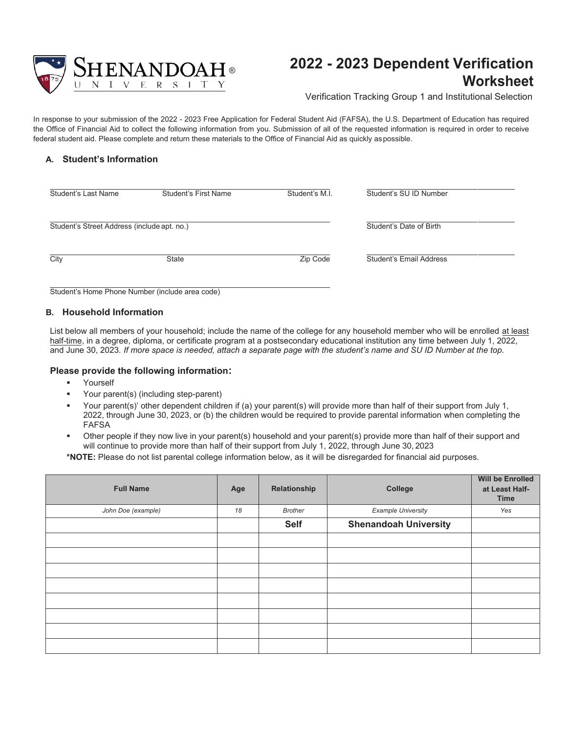# 2022 - 2023 Dependent Verification Worksheet

Verification Tracking Group 1 and Institutional Selection

In response to your submission of the 2022 - 2023 Free Application for Federal Student Aid (FAFSA), the U.S. Department of Education has required the Office of Financial Aid to collect the following information from you. Submission of all of the requested information is required in order to receive federal student aid. Please complete and return these materials to the Office of Financial Aid as quickly as possible.

## A. Student's Information

Student's Last Name ____ Student's First Name ____ Student's M.I. ____

Student's SU ID Number ____

Student's Street Address (include apt. no.) ____

Student's Date of Birth ____

City ____ State ____ Zip Code ____

Student's Email Address ____

Student's Home Phone Number (include area code) ____

## B. Household Information

List below all members of your household; include the name of the college for any household member who will be enrolled at least half-time, in a degree, diploma, or certificate program at a postsecondary educational institution any time between July 1, 2022, and June 30, 2023. *If more space is needed, attach a separate page with the student's name and SU ID Number at the top.*

### Please provide the following information:

- Yourself
- Your parent(s) (including step-parent)
- Your parent(s)' other dependent children if (a) your parent(s) will provide more than half of their support from July 1, 2022, through June 30, 2023, or (b) the children would be required to provide parental information when completing the FAFSA
- Other people if they now live in your parent(s) household and your parent(s) provide more than half of their support and will continue to provide more than half of their support from July 1, 2022, through June 30, 2023

**\*NOTE:** Please do not list parental college information below, as it will be disregarded for financial aid purposes.

| Full Name | Age | Relationship | College | Will be Enrolled at Least Half-Time |
|---|---|---|---|---|
| *John Doe (example)* | *18* | *Brother* | *Example University* | *Yes* |
| | | **Self** | **Shenandoah University** | |
| | | | | |
| | | | | |
| | | | | |
| | | | | |
| | | | | |
| | | | | |
| | | | | |
| | | | | |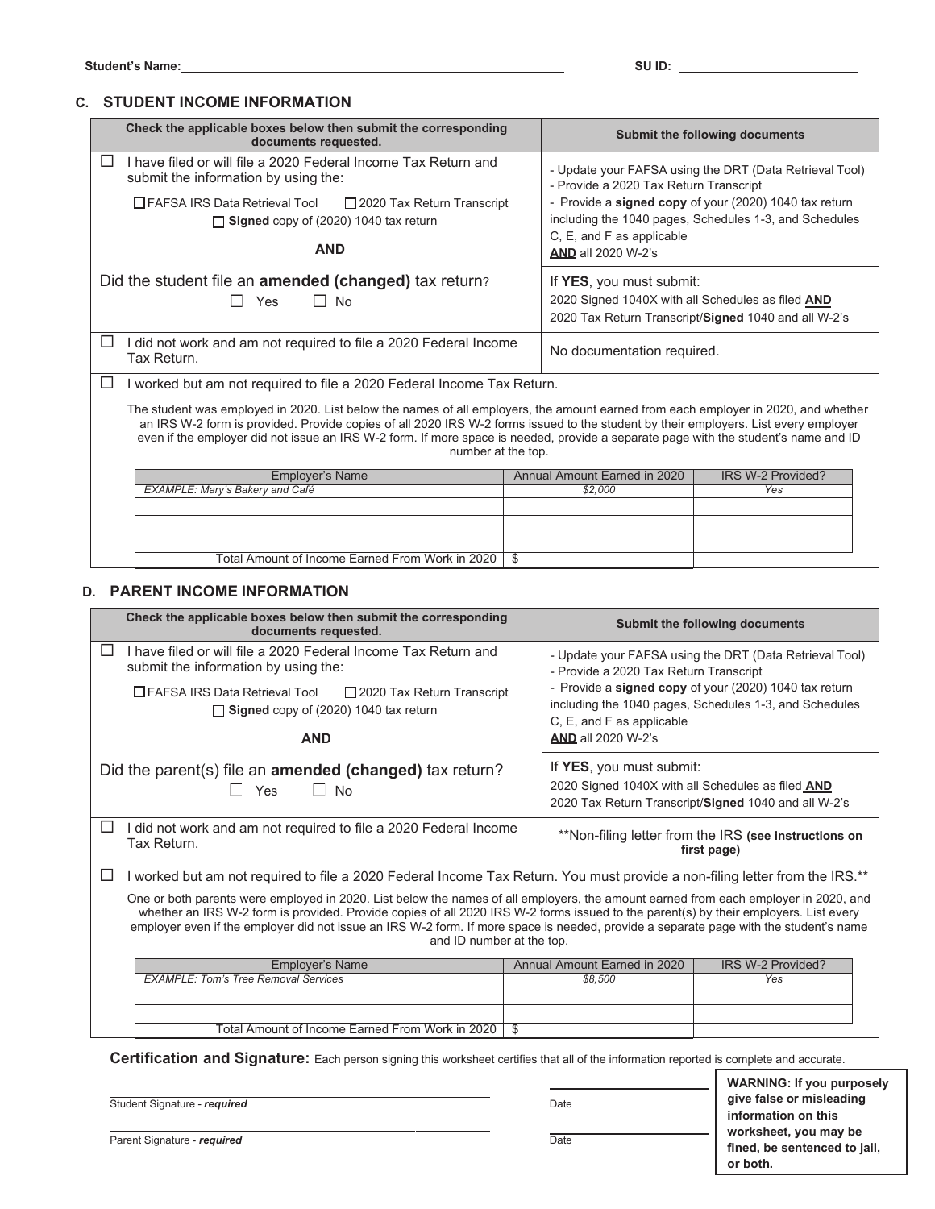Student's Name: ______________________________ SU ID: ____________________

## C. STUDENT INCOME INFORMATION

| Check the applicable boxes below then submit the corresponding documents requested. | Submit the following documents |
|---|---|
| ☐ I have filed or will file a 2020 Federal Income Tax Return and submit the information by using the: ☐ FAFSA IRS Data Retrieval Tool ☐ 2020 Tax Return Transcript ☐ **Signed** copy of (2020) 1040 tax return **AND** | - Update your FAFSA using the DRT (Data Retrieval Tool) - Provide a 2020 Tax Return Transcript - Provide a **signed copy** of your (2020) 1040 tax return including the 1040 pages, Schedules 1-3, and Schedules C, E, and F as applicable **AND** all 2020 W-2's |
| Did the student file an **amended (changed)** tax return? ☐ Yes ☐ No | If **YES**, you must submit: 2020 Signed 1040X with all Schedules as filed **AND** 2020 Tax Return Transcript/**Signed** 1040 and all W-2's |
| ☐ I did not work and am not required to file a 2020 Federal Income Tax Return. | No documentation required. |

☐ I worked but am not required to file a 2020 Federal Income Tax Return.

The student was employed in 2020. List below the names of all employers, the amount earned from each employer in 2020, and whether an IRS W-2 form is provided. Provide copies of all 2020 IRS W-2 forms issued to the student by their employers. List every employer even if the employer did not issue an IRS W-2 form. If more space is needed, provide a separate page with the student's name and ID number at the top.

| Employer's Name | Annual Amount Earned in 2020 | IRS W-2 Provided? |
|---|---|---|
| *EXAMPLE: Mary's Bakery and Café* | *$2,000* | *Yes* |
| | | |
| | | |
| | | |
| Total Amount of Income Earned From Work in 2020 | $ | |

## D. PARENT INCOME INFORMATION

| Check the applicable boxes below then submit the corresponding documents requested. | Submit the following documents |
|---|---|
| ☐ I have filed or will file a 2020 Federal Income Tax Return and submit the information by using the: ☐ FAFSA IRS Data Retrieval Tool ☐ 2020 Tax Return Transcript ☐ **Signed** copy of (2020) 1040 tax return **AND** | - Update your FAFSA using the DRT (Data Retrieval Tool) - Provide a 2020 Tax Return Transcript - Provide a **signed copy** of your (2020) 1040 tax return including the 1040 pages, Schedules 1-3, and Schedules C, E, and F as applicable **AND** all 2020 W-2's |
| Did the parent(s) file an **amended (changed)** tax return? ☐ Yes ☐ No | If **YES**, you must submit: 2020 Signed 1040X with all Schedules as filed **AND** 2020 Tax Return Transcript/**Signed** 1040 and all W-2's |
| ☐ I did not work and am not required to file a 2020 Federal Income Tax Return. | **Non-filing letter from the IRS **(see instructions on first page)** |

☐ I worked but am not required to file a 2020 Federal Income Tax Return. You must provide a non-filing letter from the IRS.**

One or both parents were employed in 2020. List below the names of all employers, the amount earned from each employer in 2020, and whether an IRS W-2 form is provided. Provide copies of all 2020 IRS W-2 forms issued to the parent(s) by their employers. List every employer even if the employer did not issue an IRS W-2 form. If more space is needed, provide a separate page with the student's name and ID number at the top.

| Employer's Name | Annual Amount Earned in 2020 | IRS W-2 Provided? |
|---|---|---|
| *EXAMPLE: Tom's Tree Removal Services* | *$8,500* | *Yes* |
| | | |
| | | |
| Total Amount of Income Earned From Work in 2020 | $ | |

**Certification and Signature:** Each person signing this worksheet certifies that all of the information reported is complete and accurate.

______________________________ ____________
Student Signature - ***required*** Date

______________________________ ____________
Parent Signature - ***required*** Date

**WARNING: If you purposely give false or misleading information on this worksheet, you may be fined, be sentenced to jail, or both.**